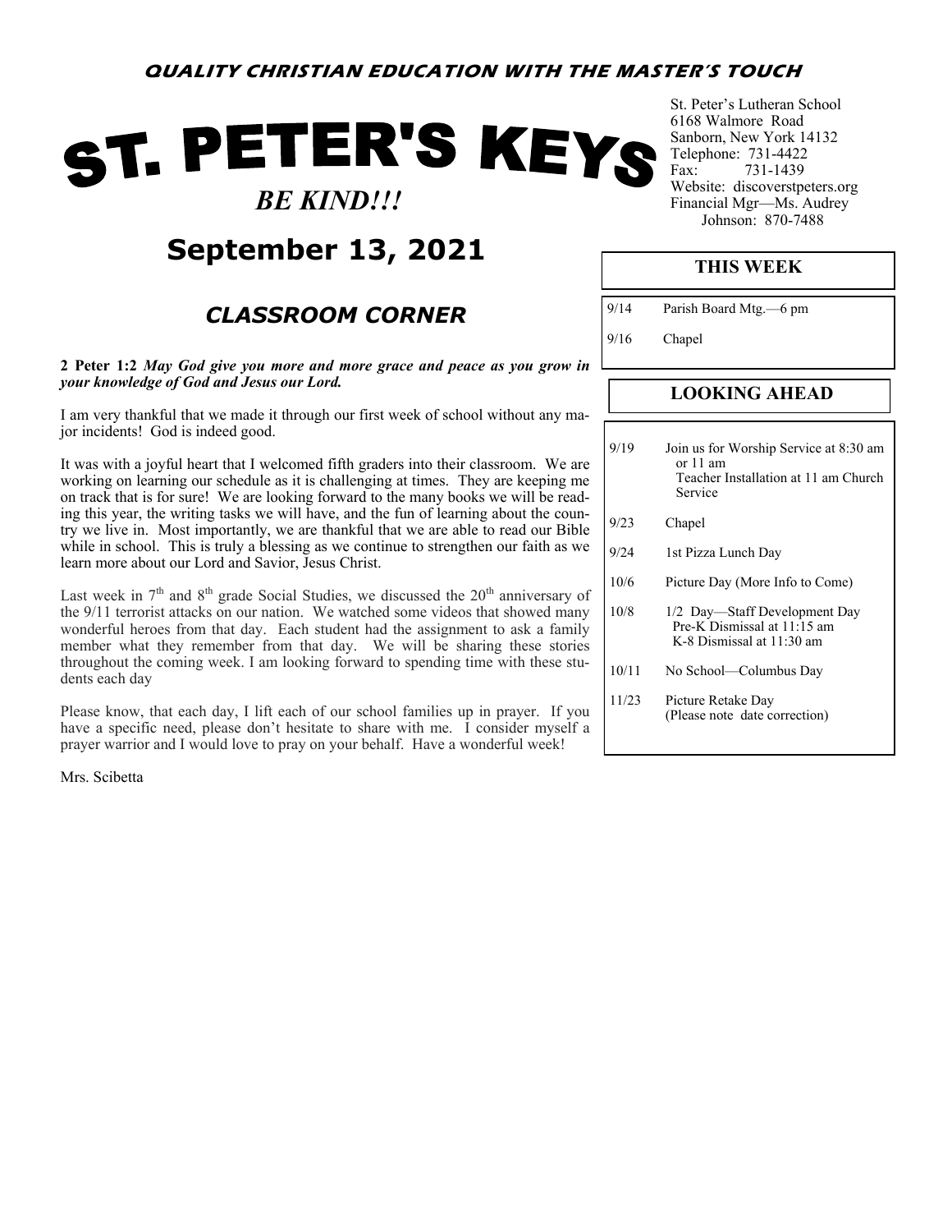**QUALITY CHRISTIAN EDUCATION WITH THE MASTER'S TOUCH**

# ST. PETER'S KEYS

***BE KIND!!!***

St. Peter's Lutheran School
6168 Walmore Road
Sanborn, New York 14132
Telephone: 731-4422
Fax: 731-1439
Website: discoverstpeters.org
Financial Mgr—Ms. Audrey Johnson: 870-7488

## September 13, 2021

## *CLASSROOM CORNER*

**2 Peter 1:2** ***May God give you more and more grace and peace as you grow in your knowledge of God and Jesus our Lord.***

I am very thankful that we made it through our first week of school without any major incidents! God is indeed good.

It was with a joyful heart that I welcomed fifth graders into their classroom. We are working on learning our schedule as it is challenging at times. They are keeping me on track that is for sure! We are looking forward to the many books we will be reading this year, the writing tasks we will have, and the fun of learning about the country we live in. Most importantly, we are thankful that we are able to read our Bible while in school. This is truly a blessing as we continue to strengthen our faith as we learn more about our Lord and Savior, Jesus Christ.

Last week in 7th and 8th grade Social Studies, we discussed the 20th anniversary of the 9/11 terrorist attacks on our nation. We watched some videos that showed many wonderful heroes from that day. Each student had the assignment to ask a family member what they remember from that day. We will be sharing these stories throughout the coming week. I am looking forward to spending time with these students each day

Please know, that each day, I lift each of our school families up in prayer. If you have a specific need, please don't hesitate to share with me. I consider myself a prayer warrior and I would love to pray on your behalf. Have a wonderful week!

Mrs. Scibetta

## THIS WEEK

| | |
|---|---|
| 9/14 | Parish Board Mtg.—6 pm |
| 9/16 | Chapel |

## LOOKING AHEAD

| | |
|---|---|
| 9/19 | Join us for Worship Service at 8:30 am or 11 am<br>Teacher Installation at 11 am Church Service |
| 9/23 | Chapel |
| 9/24 | 1st Pizza Lunch Day |
| 10/6 | Picture Day (More Info to Come) |
| 10/8 | 1/2 Day—Staff Development Day<br>Pre-K Dismissal at 11:15 am<br>K-8 Dismissal at 11:30 am |
| 10/11 | No School—Columbus Day |
| 11/23 | Picture Retake Day<br>(Please note date correction) |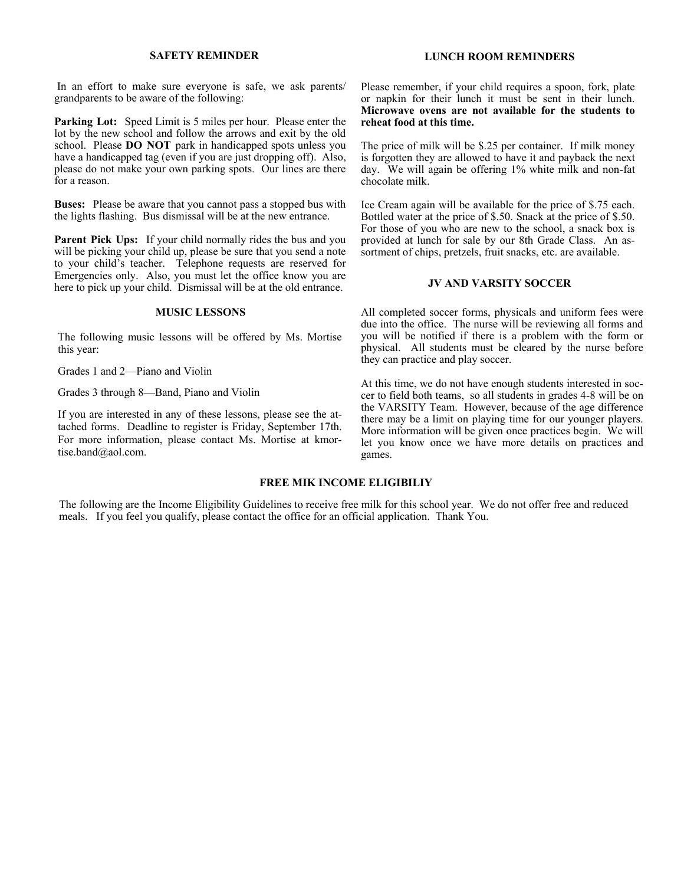## SAFETY REMINDER

In an effort to make sure everyone is safe, we ask parents/ grandparents to be aware of the following:

**Parking Lot:** Speed Limit is 5 miles per hour. Please enter the lot by the new school and follow the arrows and exit by the old school. Please **DO NOT** park in handicapped spots unless you have a handicapped tag (even if you are just dropping off). Also, please do not make your own parking spots. Our lines are there for a reason.

**Buses:** Please be aware that you cannot pass a stopped bus with the lights flashing. Bus dismissal will be at the new entrance.

**Parent Pick Ups:** If your child normally rides the bus and you will be picking your child up, please be sure that you send a note to your child's teacher. Telephone requests are reserved for Emergencies only. Also, you must let the office know you are here to pick up your child. Dismissal will be at the old entrance.

## MUSIC LESSONS

The following music lessons will be offered by Ms. Mortise this year:

Grades 1 and 2—Piano and Violin

Grades 3 through 8—Band, Piano and Violin

If you are interested in any of these lessons, please see the attached forms. Deadline to register is Friday, September 17th. For more information, please contact Ms. Mortise at kmortise.band@aol.com.

## LUNCH ROOM REMINDERS

Please remember, if your child requires a spoon, fork, plate or napkin for their lunch it must be sent in their lunch. **Microwave ovens are not available for the students to reheat food at this time.**

The price of milk will be $.25 per container. If milk money is forgotten they are allowed to have it and payback the next day. We will again be offering 1% white milk and non-fat chocolate milk.

Ice Cream again will be available for the price of $.75 each. Bottled water at the price of $.50. Snack at the price of $.50. For those of you who are new to the school, a snack box is provided at lunch for sale by our 8th Grade Class. An assortment of chips, pretzels, fruit snacks, etc. are available.

## JV AND VARSITY SOCCER

All completed soccer forms, physicals and uniform fees were due into the office. The nurse will be reviewing all forms and you will be notified if there is a problem with the form or physical. All students must be cleared by the nurse before they can practice and play soccer.

At this time, we do not have enough students interested in soccer to field both teams, so all students in grades 4-8 will be on the VARSITY Team. However, because of the age difference there may be a limit on playing time for our younger players. More information will be given once practices begin. We will let you know once we have more details on practices and games.

## FREE MIK INCOME ELIGIBILIY

The following are the Income Eligibility Guidelines to receive free milk for this school year. We do not offer free and reduced meals. If you feel you qualify, please contact the office for an official application. Thank You.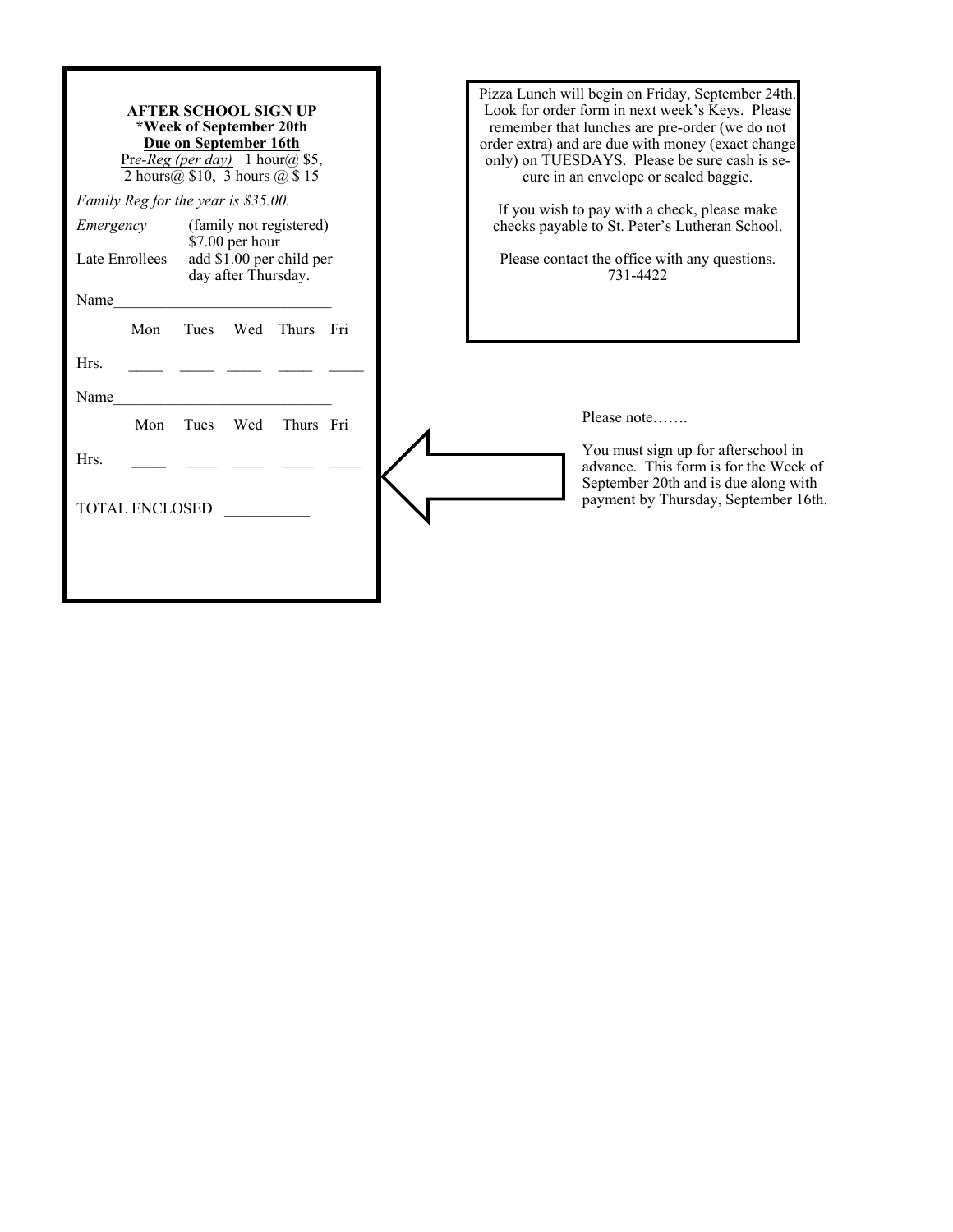**AFTER SCHOOL SIGN UP**
**\*Week of September 20th**
**<u>Due on September 16th</u>**
<u>Pre-Reg (per day)</u> 1 hour@ $5, 2 hours@ $10, 3 hours @ $ 15

*Family Reg for the year is $35.00.*

*Emergency* (family not registered) $7.00 per hour

Late Enrollees add $1.00 per child per day after Thursday.

Name____________________________

| | Mon | Tues | Wed | Thurs | Fri |
|---|---|---|---|---|---|
| Hrs. | ____ | ____ | ____ | ____ | ____ |

Name____________________________

| | Mon | Tues | Wed | Thurs | Fri |
|---|---|---|---|---|---|
| Hrs. | ____ | ____ | ____ | ____ | ____ |

TOTAL ENCLOSED ___________

Pizza Lunch will begin on Friday, September 24th. Look for order form in next week's Keys. Please remember that lunches are pre-order (we do not order extra) and are due with money (exact change only) on TUESDAYS. Please be sure cash is secure in an envelope or sealed baggie.

If you wish to pay with a check, please make checks payable to St. Peter's Lutheran School.

Please contact the office with any questions. 731-4422

Please note…….

You must sign up for afterschool in advance. This form is for the Week of September 20th and is due along with payment by Thursday, September 16th.